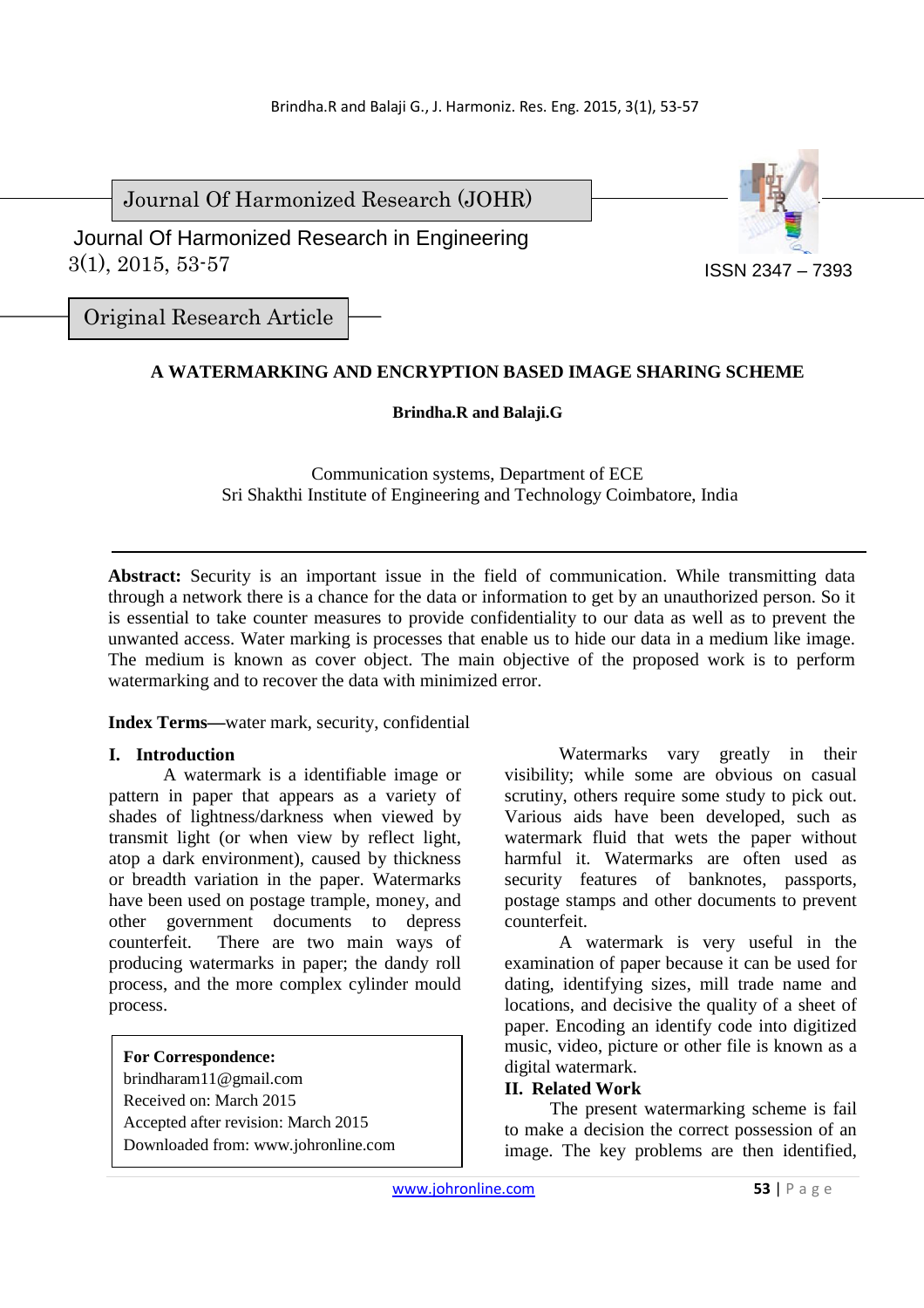Journal Of Harmonized Research (JOHR)

Journal Of Harmonized Research in Engineering
3(1), 2015, 53-57

ISSN 2347 – 7393

Original Research Article

# A WATERMARKING AND ENCRYPTION BASED IMAGE SHARING SCHEME

**Brindha.R and Balaji.G**

Communication systems, Department of ECE
Sri Shakthi Institute of Engineering and Technology Coimbatore, India

---

**Abstract:** Security is an important issue in the field of communication. While transmitting data through a network there is a chance for the data or information to get by an unauthorized person. So it is essential to take counter measures to provide confidentiality to our data as well as to prevent the unwanted access. Water marking is processes that enable us to hide our data in a medium like image. The medium is known as cover object. The main objective of the proposed work is to perform watermarking and to recover the data with minimized error.

**Index Terms—**water mark, security, confidential

## I. Introduction

A watermark is a identifiable image or pattern in paper that appears as a variety of shades of lightness/darkness when viewed by transmit light (or when view by reflect light, atop a dark environment), caused by thickness or breadth variation in the paper. Watermarks have been used on postage trample, money, and other government documents to depress counterfeit. There are two main ways of producing watermarks in paper; the dandy roll process, and the more complex cylinder mould process.

> **For Correspondence:**
> brindharam11@gmail.com
> Received on: March 2015
> Accepted after revision: March 2015
> Downloaded from: www.johronline.com

Watermarks vary greatly in their visibility; while some are obvious on casual scrutiny, others require some study to pick out. Various aids have been developed, such as watermark fluid that wets the paper without harmful it. Watermarks are often used as security features of banknotes, passports, postage stamps and other documents to prevent counterfeit.

A watermark is very useful in the examination of paper because it can be used for dating, identifying sizes, mill trade name and locations, and decisive the quality of a sheet of paper. Encoding an identify code into digitized music, video, picture or other file is known as a digital watermark.

## II. Related Work

The present watermarking scheme is fail to make a decision the correct possession of an image. The key problems are then identified,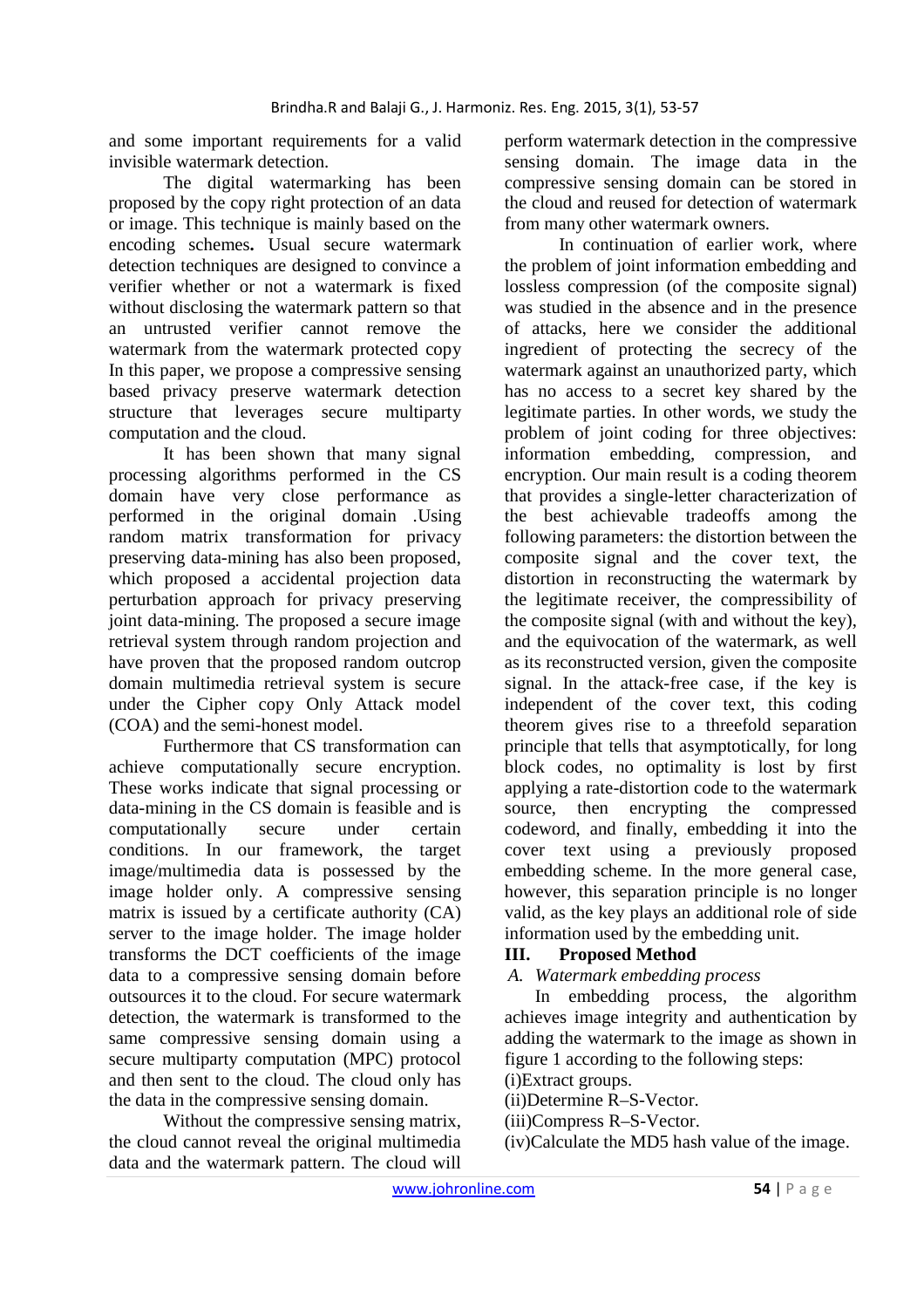and some important requirements for a valid invisible watermark detection.

The digital watermarking has been proposed by the copy right protection of an data or image. This technique is mainly based on the encoding schemes**.** Usual secure watermark detection techniques are designed to convince a verifier whether or not a watermark is fixed without disclosing the watermark pattern so that an untrusted verifier cannot remove the watermark from the watermark protected copy In this paper, we propose a compressive sensing based privacy preserve watermark detection structure that leverages secure multiparty computation and the cloud.

It has been shown that many signal processing algorithms performed in the CS domain have very close performance as performed in the original domain .Using random matrix transformation for privacy preserving data-mining has also been proposed, which proposed a accidental projection data perturbation approach for privacy preserving joint data-mining. The proposed a secure image retrieval system through random projection and have proven that the proposed random outcrop domain multimedia retrieval system is secure under the Cipher copy Only Attack model (COA) and the semi-honest model.

Furthermore that CS transformation can achieve computationally secure encryption. These works indicate that signal processing or data-mining in the CS domain is feasible and is computationally secure under certain conditions. In our framework, the target image/multimedia data is possessed by the image holder only. A compressive sensing matrix is issued by a certificate authority (CA) server to the image holder. The image holder transforms the DCT coefficients of the image data to a compressive sensing domain before outsources it to the cloud. For secure watermark detection, the watermark is transformed to the same compressive sensing domain using a secure multiparty computation (MPC) protocol and then sent to the cloud. The cloud only has the data in the compressive sensing domain.

Without the compressive sensing matrix, the cloud cannot reveal the original multimedia data and the watermark pattern. The cloud will perform watermark detection in the compressive sensing domain. The image data in the compressive sensing domain can be stored in the cloud and reused for detection of watermark from many other watermark owners.

In continuation of earlier work, where the problem of joint information embedding and lossless compression (of the composite signal) was studied in the absence and in the presence of attacks, here we consider the additional ingredient of protecting the secrecy of the watermark against an unauthorized party, which has no access to a secret key shared by the legitimate parties. In other words, we study the problem of joint coding for three objectives: information embedding, compression, and encryption. Our main result is a coding theorem that provides a single-letter characterization of the the best achievable tradeoffs among the following parameters: the distortion between the composite signal and the cover text, the distortion in reconstructing the watermark by the legitimate receiver, the compressibility of the composite signal (with and without the key), and the equivocation of the watermark, as well as its reconstructed version, given the composite signal. In the attack-free case, if the key is independent of the cover text, this coding theorem gives rise to a threefold separation principle that tells that asymptotically, for long block codes, no optimality is lost by first applying a rate-distortion code to the watermark source, then encrypting the compressed codeword, and finally, embedding it into the cover text using a previously proposed embedding scheme. In the more general case, however, this separation principle is no longer valid, as the key plays an additional role of side information used by the embedding unit.

## III. Proposed Method

### *A. Watermark embedding process*

In embedding process, the algorithm achieves image integrity and authentication by adding the watermark to the image as shown in figure 1 according to the following steps:

(i)Extract groups.
(ii)Determine R–S-Vector.
(iii)Compress R–S-Vector.
(iv)Calculate the MD5 hash value of the image.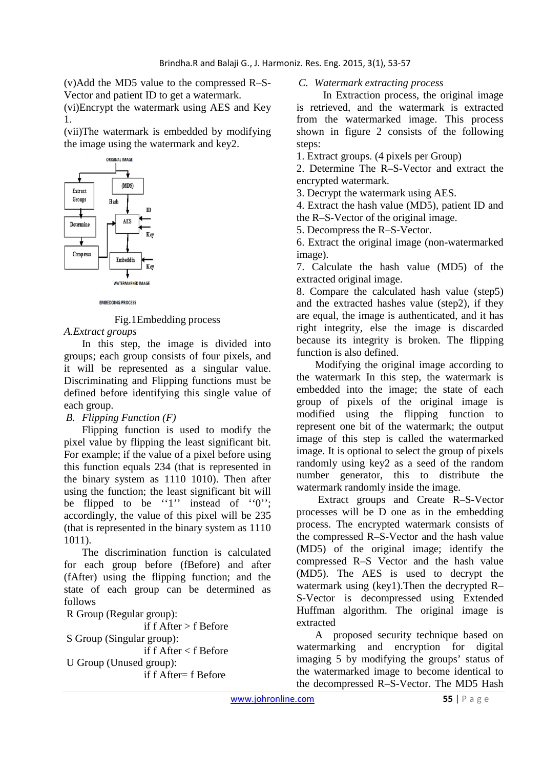(v)Add the MD5 value to the compressed R–S-Vector and patient ID to get a watermark.

(vi)Encrypt the watermark using AES and Key 1.

(vii)The watermark is embedded by modifying the image using the watermark and key2.

Fig.1Embedding process

*A.Extract groups*

In this step, the image is divided into groups; each group consists of four pixels, and it will be represented as a singular value. Discriminating and Flipping functions must be defined before identifying this single value of each group.

*B. Flipping Function (F)*

Flipping function is used to modify the pixel value by flipping the least significant bit. For example; if the value of a pixel before using this function equals 234 (that is represented in the binary system as 1110 1010). Then after using the function; the least significant bit will be flipped to be ''1'' instead of ''0''; accordingly, the value of this pixel will be 235 (that is represented in the binary system as 1110 1011).

The discrimination function is calculated for each group before (fBefore) and after (fAfter) using the flipping function; and the state of each group can be determined as follows

R Group (Regular group):

if f After > f Before

S Group (Singular group):

if f After < f Before

U Group (Unused group):

if f After= f Before

*C. Watermark extracting process*

In Extraction process, the original image is retrieved, and the watermark is extracted from the watermarked image. This process shown in figure 2 consists of the following steps:

1. Extract groups. (4 pixels per Group)
2. Determine The R–S-Vector and extract the encrypted watermark.
3. Decrypt the watermark using AES.
4. Extract the hash value (MD5), patient ID and the R–S-Vector of the original image.
5. Decompress the R–S-Vector.
6. Extract the original image (non-watermarked image).
7. Calculate the hash value (MD5) of the extracted original image.
8. Compare the calculated hash value (step5) and the extracted hashes value (step2), if they are equal, the image is authenticated, and it has right integrity, else the image is discarded because its integrity is broken. The flipping function is also defined.

Modifying the original image according to the watermark In this step, the watermark is embedded into the image; the state of each group of pixels of the original image is modified using the flipping function to represent one bit of the watermark; the output image of this step is called the watermarked image. It is optional to select the group of pixels randomly using key2 as a seed of the random number generator, this to distribute the watermark randomly inside the image.

Extract groups and Create R–S-Vector processes will be D one as in the embedding process. The encrypted watermark consists of the compressed R–S-Vector and the hash value (MD5) of the original image; identify the compressed R–S Vector and the hash value (MD5). The AES is used to decrypt the watermark using (key1).Then the decrypted R–S-Vector is decompressed using Extended Huffman algorithm. The original image is extracted

A proposed security technique based on watermarking and encryption for digital imaging 5 by modifying the groups' status of the watermarked image to become identical to the decompressed R–S-Vector. The MD5 Hash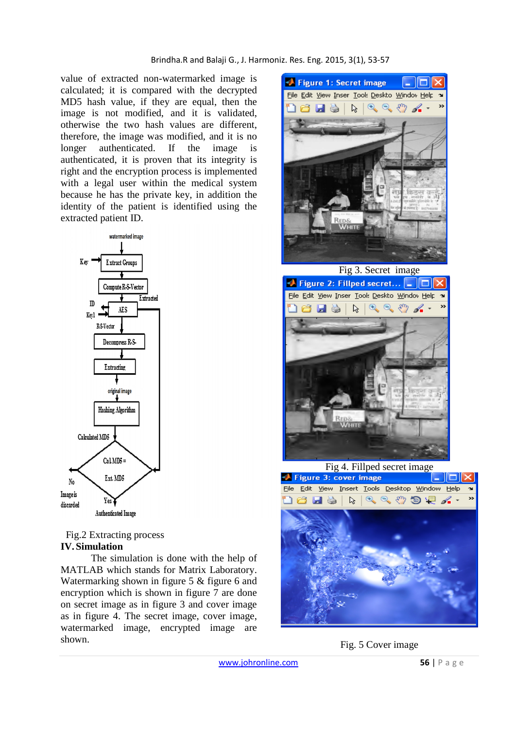value of extracted non-watermarked image is calculated; it is compared with the decrypted MD5 hash value, if they are equal, then the image is not modified, and it is validated, otherwise the two hash values are different, therefore, the image was modified, and it is no longer authenticated. If the image is authenticated, it is proven that its integrity is right and the encryption process is implemented with a legal user within the medical system because he has the private key, in addition the identity of the patient is identified using the extracted patient ID.

Fig.2 Extracting process

## IV. Simulation

The simulation is done with the help of MATLAB which stands for Matrix Laboratory. Watermarking shown in figure 5 & figure 6 and encryption which is shown in figure 7 are done on secret image as in figure 3 and cover image as in figure 4. The secret image, cover image, watermarked image, encrypted image are shown.

Fig 3. Secret image

Fig 4. Fillped secret image

Fig. 5 Cover image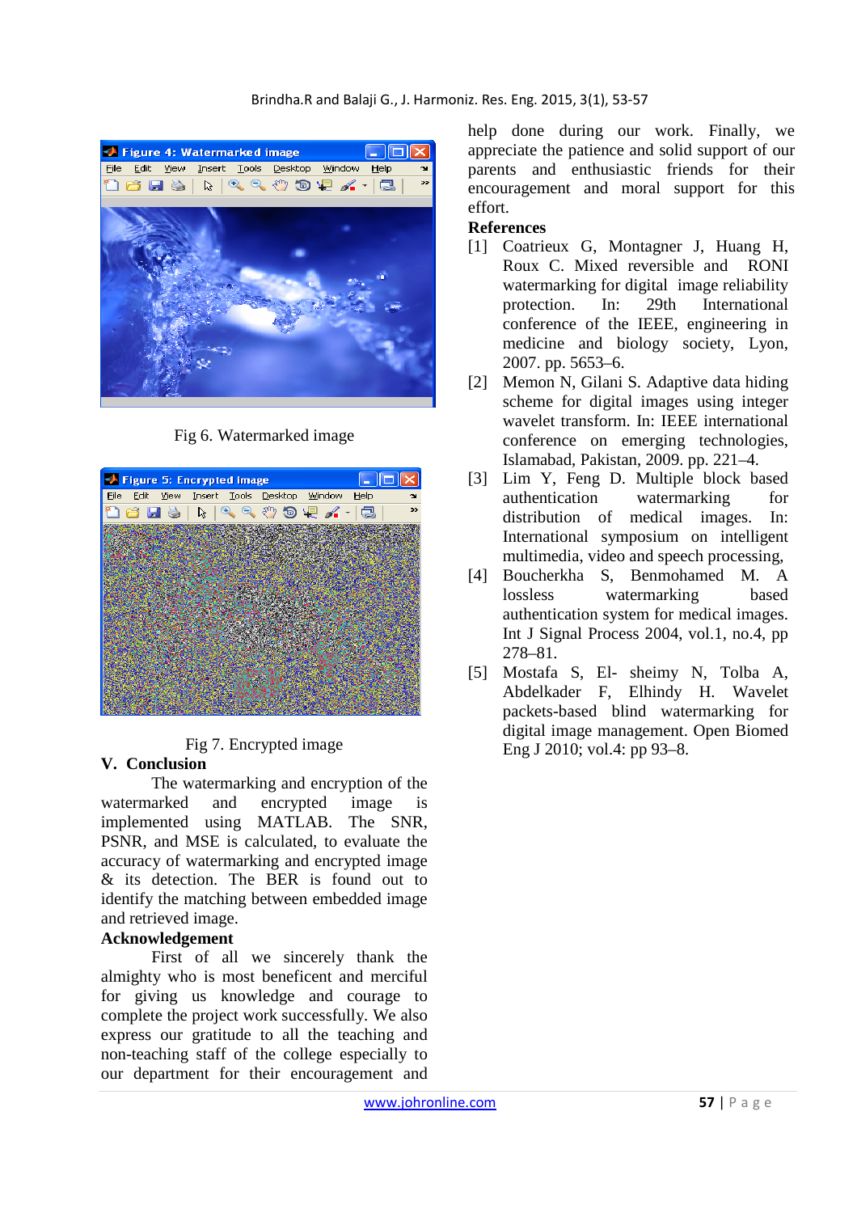Fig 6. Watermarked image

Fig 7. Encrypted image

## V. Conclusion

The watermarking and encryption of the watermarked and encrypted image is implemented using MATLAB. The SNR, PSNR, and MSE is calculated, to evaluate the accuracy of watermarking and encrypted image & its detection. The BER is found out to identify the matching between embedded image and retrieved image.

## Acknowledgement

First of all we sincerely thank the almighty who is most beneficent and merciful for giving us knowledge and courage to complete the project work successfully. We also express our gratitude to all the teaching and non-teaching staff of the college especially to our department for their encouragement and help done during our work. Finally, we appreciate the patience and solid support of our parents and enthusiastic friends for their encouragement and moral support for this effort.

## References

[1] Coatrieux G, Montagner J, Huang H, Roux C. Mixed reversible and RONI watermarking for digital image reliability protection. In: 29th International conference of the IEEE, engineering in medicine and biology society, Lyon, 2007. pp. 5653–6.

[2] Memon N, Gilani S. Adaptive data hiding scheme for digital images using integer wavelet transform. In: IEEE international conference on emerging technologies, Islamabad, Pakistan, 2009. pp. 221–4.

[3] Lim Y, Feng D. Multiple block based authentication watermarking for distribution of medical images. In: International symposium on intelligent multimedia, video and speech processing,

[4] Boucherkha S, Benmohamed M. A lossless watermarking based authentication system for medical images. Int J Signal Process 2004, vol.1, no.4, pp 278–81.

[5] Mostafa S, El- sheimy N, Tolba A, Abdelkader F, Elhindy H. Wavelet packets-based blind watermarking for digital image management. Open Biomed Eng J 2010; vol.4: pp 93–8.